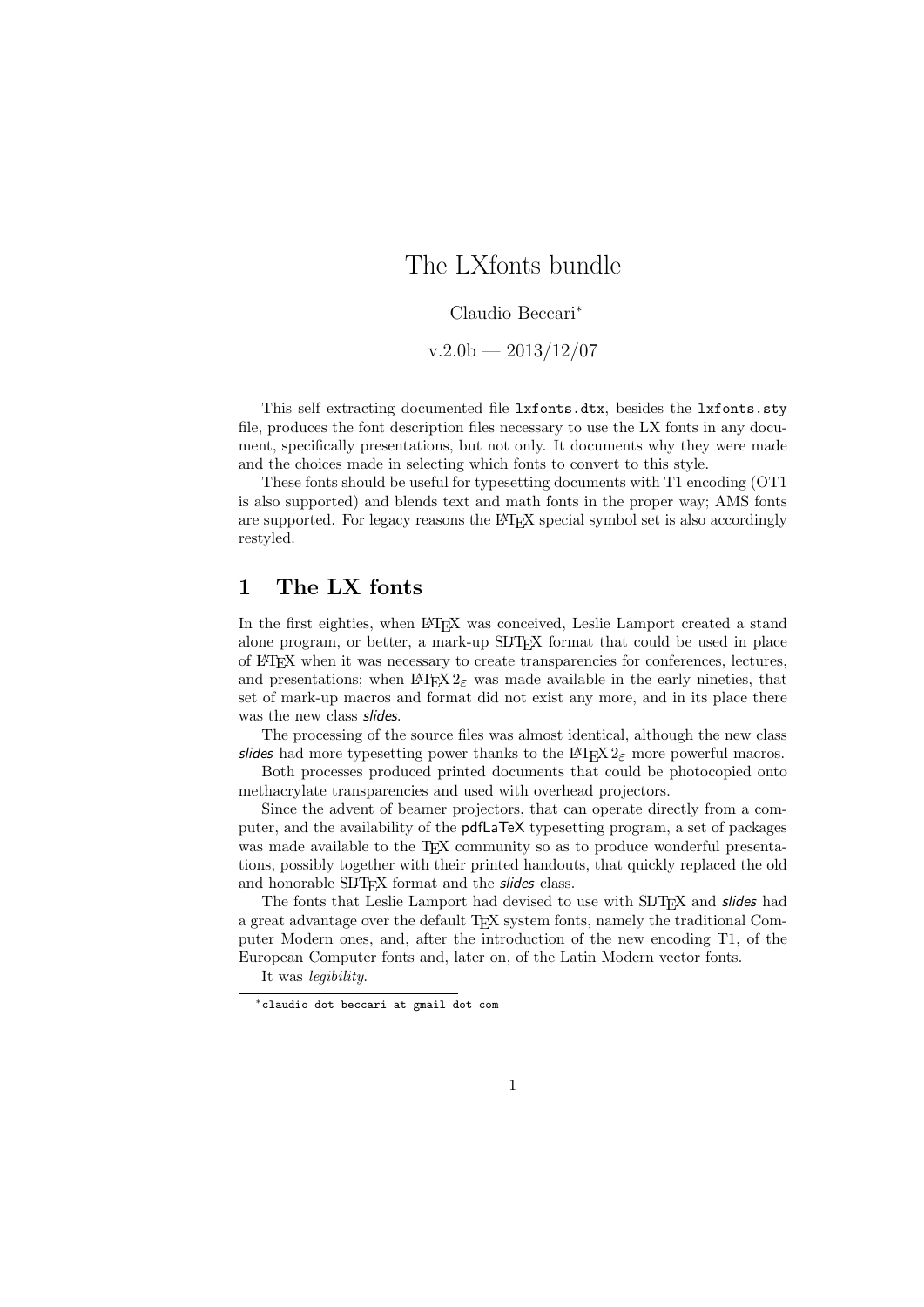# The LXfonts bundle

Claudio Beccari[*]

v.2.0b — 2013/12/07

This self extracting documented file `lxfonts.dtx`, besides the `lxfonts.sty` file, produces the font description files necessary to use the LX fonts in any document, specifically presentations, but not only. It documents why they were made and the choices made in selecting which fonts to convert to this style.

These fonts should be useful for typesetting documents with T1 encoding (OT1 is also supported) and blends text and math fonts in the proper way; AMS fonts are supported. For legacy reasons the LaTeX special symbol set is also accordingly restyled.

## 1 The LX fonts

In the first eighties, when LaTeX was conceived, Leslie Lamport created a stand alone program, or better, a mark-up SLiTeX format that could be used in place of LaTeX when it was necessary to create transparencies for conferences, lectures, and presentations; when LaTeX $2_\varepsilon$ was made available in the early nineties, that set of mark-up macros and format did not exist any more, and in its place there was the new class *slides*.

The processing of the source files was almost identical, although the new class *slides* had more typesetting power thanks to the LaTeX $2_\varepsilon$ more powerful macros.

Both processes produced printed documents that could be photocopied onto methacrylate transparencies and used with overhead projectors.

Since the advent of beamer projectors, that can operate directly from a computer, and the availability of the pdfLaTeX typesetting program, a set of packages was made available to the TeX community so as to produce wonderful presentations, possibly together with their printed handouts, that quickly replaced the old and honorable SLiTeX format and the *slides* class.

The fonts that Leslie Lamport had devised to use with SLiTeX and *slides* had a great advantage over the default TeX system fonts, namely the traditional Computer Modern ones, and, after the introduction of the new encoding T1, of the European Computer fonts and, later on, of the Latin Modern vector fonts.

It was *legibility*.

[*] `claudio dot beccari at gmail dot com`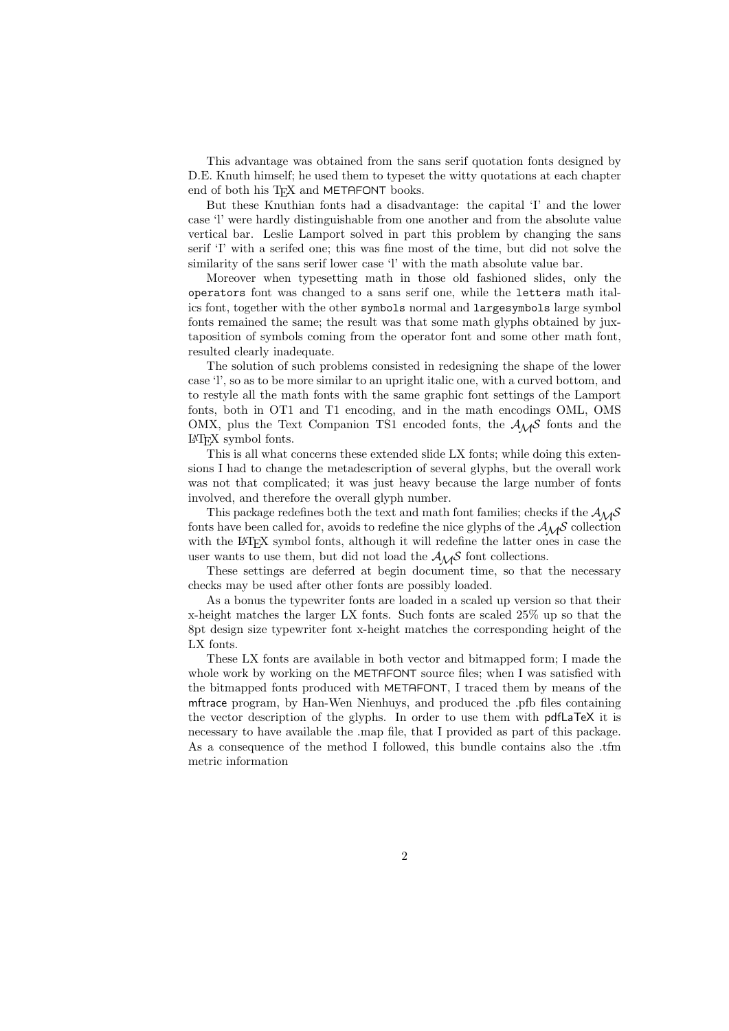This advantage was obtained from the sans serif quotation fonts designed by D.E. Knuth himself; he used them to typeset the witty quotations at each chapter end of both his TEX and METAFONT books.

But these Knuthian fonts had a disadvantage: the capital 'I' and the lower case 'l' were hardly distinguishable from one another and from the absolute value vertical bar. Leslie Lamport solved in part this problem by changing the sans serif 'I' with a serifed one; this was fine most of the time, but did not solve the similarity of the sans serif lower case 'l' with the math absolute value bar.

Moreover when typesetting math in those old fashioned slides, only the `operators` font was changed to a sans serif one, while the `letters` math italics font, together with the other `symbols` normal and `largesymbols` large symbol fonts remained the same; the result was that some math glyphs obtained by juxtaposition of symbols coming from the operator font and some other math font, resulted clearly inadequate.

The solution of such problems consisted in redesigning the shape of the lower case 'l', so as to be more similar to an upright italic one, with a curved bottom, and to restyle all the math fonts with the same graphic font settings of the Lamport fonts, both in OT1 and T1 encoding, and in the math encodings OML, OMS OMX, plus the Text Companion TS1 encoded fonts, the $\mathcal{AMS}$ fonts and the LATEX symbol fonts.

This is all what concerns these extended slide LX fonts; while doing this extensions I had to change the metadescription of several glyphs, but the overall work was not that complicated; it was just heavy because the large number of fonts involved, and therefore the overall glyph number.

This package redefines both the text and math font families; checks if the $\mathcal{AMS}$ fonts have been called for, avoids to redefine the nice glyphs of the $\mathcal{AMS}$ collection with the LATEX symbol fonts, although it will redefine the latter ones in case the user wants to use them, but did not load the $\mathcal{AMS}$ font collections.

These settings are deferred at begin document time, so that the necessary checks may be used after other fonts are possibly loaded.

As a bonus the typewriter fonts are loaded in a scaled up version so that their x-height matches the larger LX fonts. Such fonts are scaled 25% up so that the 8pt design size typewriter font x-height matches the corresponding height of the LX fonts.

These LX fonts are available in both vector and bitmapped form; I made the whole work by working on the METAFONT source files; when I was satisfied with the bitmapped fonts produced with METAFONT, I traced them by means of the mftrace program, by Han-Wen Nienhuys, and produced the .pfb files containing the vector description of the glyphs. In order to use them with pdfLaTeX it is necessary to have available the .map file, that I provided as part of this package. As a consequence of the method I followed, this bundle contains also the .tfm metric information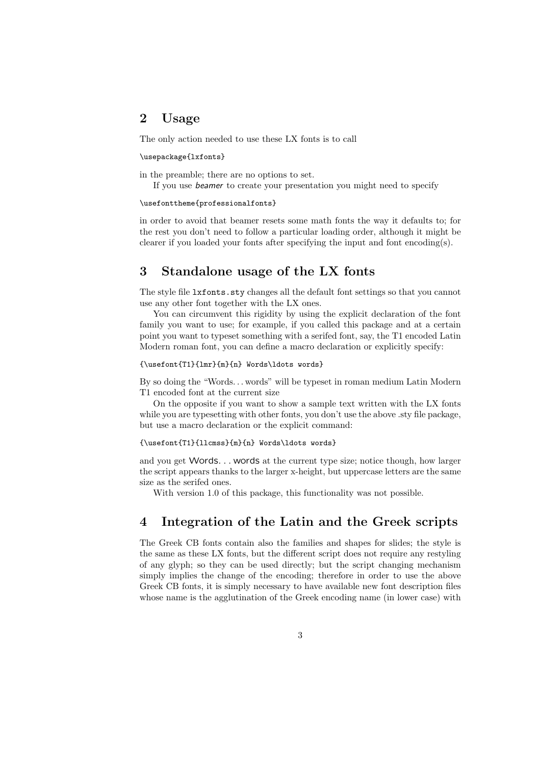## 2 Usage

The only action needed to use these LX fonts is to call

```
\usepackage{lxfonts}
```

in the preamble; there are no options to set.

If you use *beamer* to create your presentation you might need to specify

```
\usefonttheme{professionalfonts}
```

in order to avoid that beamer resets some math fonts the way it defaults to; for the rest you don't need to follow a particular loading order, although it might be clearer if you loaded your fonts after specifying the input and font encoding(s).

## 3 Standalone usage of the LX fonts

The style file `lxfonts.sty` changes all the default font settings so that you cannot use any other font together with the LX ones.

You can circumvent this rigidity by using the explicit declaration of the font family you want to use; for example, if you called this package and at a certain point you want to typeset something with a serifed font, say, the T1 encoded Latin Modern roman font, you can define a macro declaration or explicitly specify:

```
{\usefont{T1}{lmr}{m}{n} Words\ldots words}
```

By so doing the "Words... words" will be typeset in roman medium Latin Modern T1 encoded font at the current size

On the opposite if you want to show a sample text written with the LX fonts while you are typesetting with other fonts, you don't use the above .sty file package, but use a macro declaration or the explicit command:

```
{\usefont{T1}{llcmss}{m}{n} Words\ldots words}
```

and you get Words... words at the current type size; notice though, how larger the script appears thanks to the larger x-height, but uppercase letters are the same size as the serifed ones.

With version 1.0 of this package, this functionality was not possible.

## 4 Integration of the Latin and the Greek scripts

The Greek CB fonts contain also the families and shapes for slides; the style is the same as these LX fonts, but the different script does not require any restyling of any glyph; so they can be used directly; but the script changing mechanism simply implies the change of the encoding; therefore in order to use the above Greek CB fonts, it is simply necessary to have available new font description files whose name is the agglutination of the Greek encoding name (in lower case) with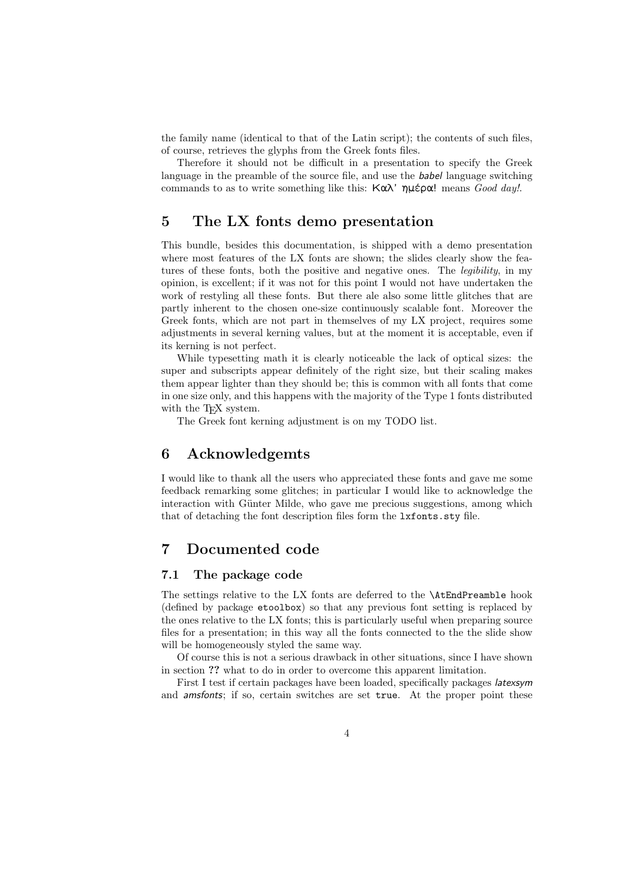the family name (identical to that of the Latin script); the contents of such files, of course, retrieves the glyphs from the Greek fonts files.

Therefore it should not be difficult in a presentation to specify the Greek language in the preamble of the source file, and use the *babel* language switching commands to as to write something like this: Καλ' ημέρα! means *Good day!*.

# 5 The LX fonts demo presentation

This bundle, besides this documentation, is shipped with a demo presentation where most features of the LX fonts are shown; the slides clearly show the features of these fonts, both the positive and negative ones. The *legibility*, in my opinion, is excellent; if it was not for this point I would not have undertaken the work of restyling all these fonts. But there ale also some little glitches that are partly inherent to the chosen one-size continuously scalable font. Moreover the Greek fonts, which are not part in themselves of my LX project, requires some adjustments in several kerning values, but at the moment it is acceptable, even if its kerning is not perfect.

While typesetting math it is clearly noticeable the lack of optical sizes: the super and subscripts appear definitely of the right size, but their scaling makes them appear lighter than they should be; this is common with all fonts that come in one size only, and this happens with the majority of the Type 1 fonts distributed with the TEX system.

The Greek font kerning adjustment is on my TODO list.

# 6 Acknowledgemts

I would like to thank all the users who appreciated these fonts and gave me some feedback remarking some glitches; in particular I would like to acknowledge the interaction with Günter Milde, who gave me precious suggestions, among which that of detaching the font description files form the `lxfonts.sty` file.

# 7 Documented code

## 7.1 The package code

The settings relative to the LX fonts are deferred to the `\AtEndPreamble` hook (defined by package `etoolbox`) so that any previous font setting is replaced by the ones relative to the LX fonts; this is particularly useful when preparing source files for a presentation; in this way all the fonts connected to the the slide show will be homogeneously styled the same way.

Of course this is not a serious drawback in other situations, since I have shown in section **??** what to do in order to overcome this apparent limitation.

First I test if certain packages have been loaded, specifically packages *latexsym* and *amsfonts*; if so, certain switches are set `true`. At the proper point these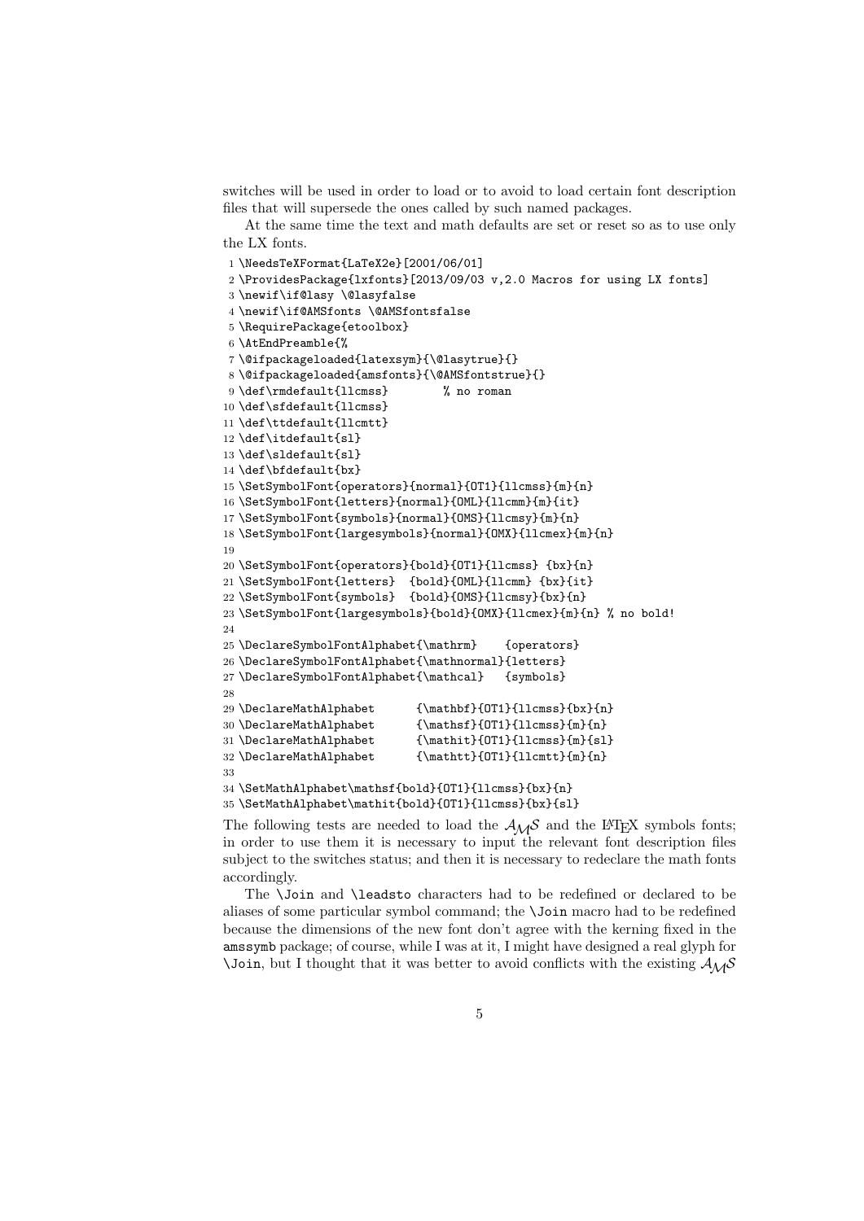switches will be used in order to load or to avoid to load certain font description files that will supersede the ones called by such named packages.

At the same time the text and math defaults are set or reset so as to use only the LX fonts.

```
1 \NeedsTeXFormat{LaTeX2e}[2001/06/01]
2 \ProvidesPackage{lxfonts}[2013/09/03 v,2.0 Macros for using LX fonts]
3 \newif\if@lasy \@lasyfalse
4 \newif\if@AMSfonts \@AMSfontsfalse
5 \RequirePackage{etoolbox}
6 \AtEndPreamble{%
7 \@ifpackageloaded{latexsym}{\@lasytrue}{}
8 \@ifpackageloaded{amsfonts}{\@AMSfontstrue}{}
9 \def\rmdefault{llcmss}        % no roman
10 \def\sfdefault{llcmss}
11 \def\ttdefault{llcmtt}
12 \def\itdefault{sl}
13 \def\sldefault{sl}
14 \def\bfdefault{bx}
15 \SetSymbolFont{operators}{normal}{OT1}{llcmss}{m}{n}
16 \SetSymbolFont{letters}{normal}{OML}{llcmm}{m}{it}
17 \SetSymbolFont{symbols}{normal}{OMS}{llcmsy}{m}{n}
18 \SetSymbolFont{largesymbols}{normal}{OMX}{llcmex}{m}{n}
19
20 \SetSymbolFont{operators}{bold}{OT1}{llcmss} {bx}{n}
21 \SetSymbolFont{letters}  {bold}{OML}{llcmm} {bx}{it}
22 \SetSymbolFont{symbols}  {bold}{OMS}{llcmsy}{bx}{n}
23 \SetSymbolFont{largesymbols}{bold}{OMX}{llcmex}{m}{n} % no bold!
24
25 \DeclareSymbolFontAlphabet{\mathrm}    {operators}
26 \DeclareSymbolFontAlphabet{\mathnormal}{letters}
27 \DeclareSymbolFontAlphabet{\mathcal}   {symbols}
28
29 \DeclareMathAlphabet      {\mathbf}{OT1}{llcmss}{bx}{n}
30 \DeclareMathAlphabet      {\mathsf}{OT1}{llcmss}{m}{n}
31 \DeclareMathAlphabet      {\mathit}{OT1}{llcmss}{m}{sl}
32 \DeclareMathAlphabet      {\mathtt}{OT1}{llcmtt}{m}{n}
33
34 \SetMathAlphabet\mathsf{bold}{OT1}{llcmss}{bx}{n}
35 \SetMathAlphabet\mathit{bold}{OT1}{llcmss}{bx}{sl}
```

The following tests are needed to load the $\mathcal{A}_{\mathcal{M}}\mathcal{S}$ and the LaTeX symbols fonts; in order to use them it is necessary to input the relevant font description files subject to the switches status; and then it is necessary to redeclare the math fonts accordingly.

The `\Join` and `\leadsto` characters had to be redefined or declared to be aliases of some particular symbol command; the `\Join` macro had to be redefined because the dimensions of the new font don't agree with the kerning fixed in the `amssymb` package; of course, while I was at it, I might have designed a real glyph for `\Join`, but I thought that it was better to avoid conflicts with the existing $\mathcal{A}_{\mathcal{M}}\mathcal{S}$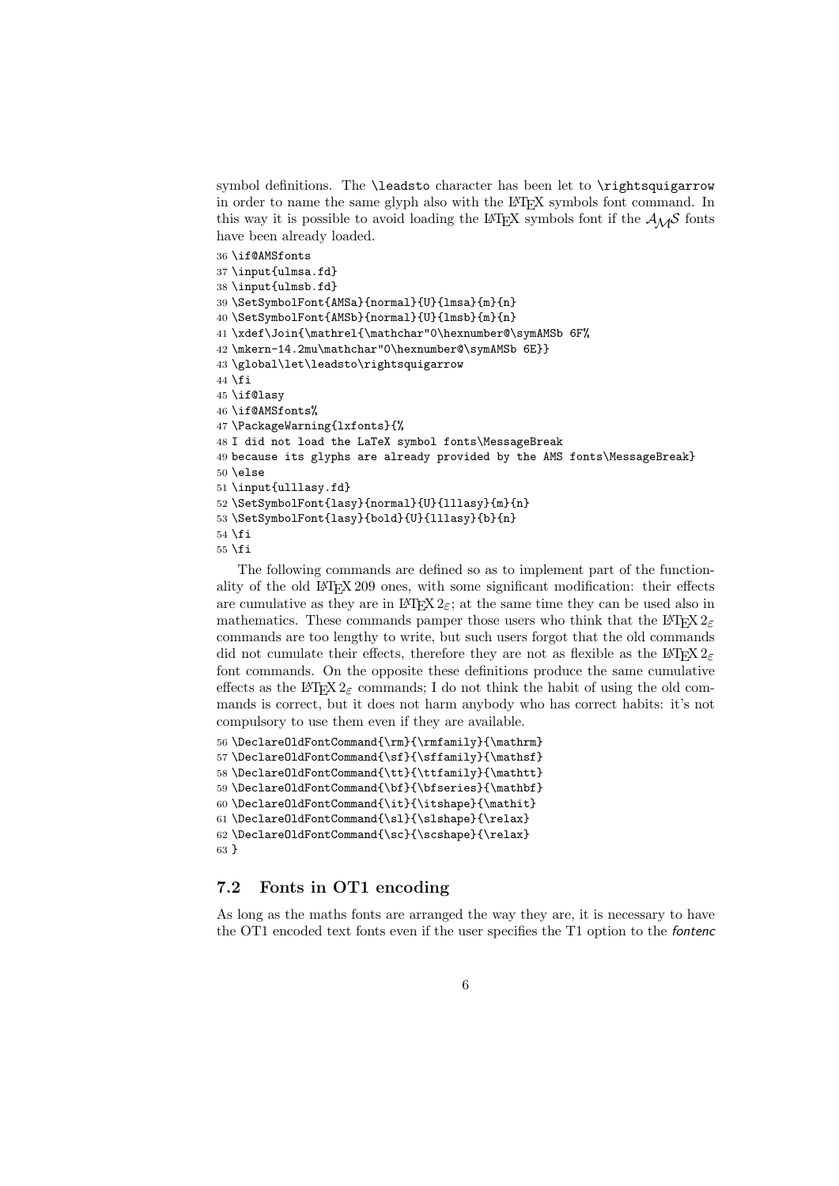symbol definitions. The `\leadsto` character has been let to `\rightsquigarrow` in order to name the same glyph also with the LaTeX symbols font command. In this way it is possible to avoid loading the LaTeX symbols font if the $\mathcal{AMS}$ fonts have been already loaded.

```
36 \if@AMSfonts
37 \input{ulmsa.fd}
38 \input{ulmsb.fd}
39 \SetSymbolFont{AMSa}{normal}{U}{lmsa}{m}{n}
40 \SetSymbolFont{AMSb}{normal}{U}{lmsb}{m}{n}
41 \xdef\Join{\mathrel{\mathchar"0\hexnumber@\symAMSb 6F%
42 \mkern-14.2mu\mathchar"0\hexnumber@\symAMSb 6E}}
43 \global\let\leadsto\rightsquigarrow
44 \fi
45 \if@lasy
46 \if@AMSfonts%
47 \PackageWarning{lxfonts}{%
48 I did not load the LaTeX symbol fonts\MessageBreak
49 because its glyphs are already provided by the AMS fonts\MessageBreak}
50 \else
51 \input{ulllasy.fd}
52 \SetSymbolFont{lasy}{normal}{U}{lllasy}{m}{n}
53 \SetSymbolFont{lasy}{bold}{U}{lllasy}{b}{n}
54 \fi
55 \fi
```

The following commands are defined so as to implement part of the functionality of the old LaTeX 209 ones, with some significant modification: their effects are cumulative as they are in LaTeX $2_\varepsilon$; at the same time they can be used also in mathematics. These commands pamper those users who think that the LaTeX $2_\varepsilon$ commands are too lengthy to write, but such users forgot that the old commands did not cumulate their effects, therefore they are not as flexible as the LaTeX $2_\varepsilon$ font commands. On the opposite these definitions produce the same cumulative effects as the LaTeX $2_\varepsilon$ commands; I do not think the habit of using the old commands is correct, but it does not harm anybody who has correct habits: it's not compulsory to use them even if they are available.

```
56 \DeclareOldFontCommand{\rm}{\rmfamily}{\mathrm}
57 \DeclareOldFontCommand{\sf}{\sffamily}{\mathsf}
58 \DeclareOldFontCommand{\tt}{\ttfamily}{\mathtt}
59 \DeclareOldFontCommand{\bf}{\bfseries}{\mathbf}
60 \DeclareOldFontCommand{\it}{\itshape}{\mathit}
61 \DeclareOldFontCommand{\sl}{\slshape}{\relax}
62 \DeclareOldFontCommand{\sc}{\scshape}{\relax}
63 }
```

### 7.2 Fonts in OT1 encoding

As long as the maths fonts are arranged the way they are, it is necessary to have the OT1 encoded text fonts even if the user specifies the T1 option to the *fontenc*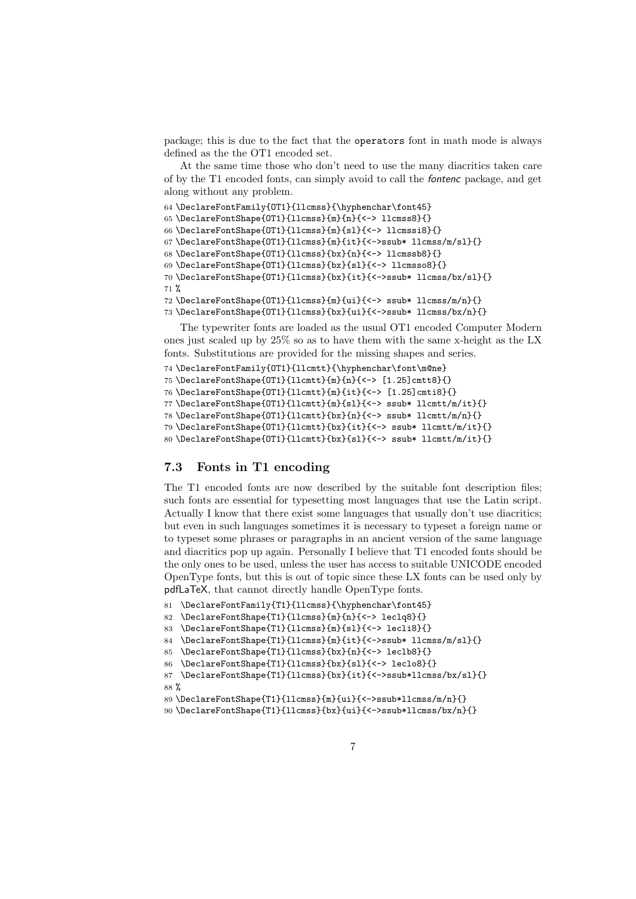package; this is due to the fact that the `operators` font in math mode is always defined as the the OT1 encoded set.

At the same time those who don't need to use the many diacritics taken care of by the T1 encoded fonts, can simply avoid to call the *fontenc* package, and get along without any problem.

```
64 \DeclareFontFamily{OT1}{llcmss}{\hyphenchar\font45}
65 \DeclareFontShape{OT1}{llcmss}{m}{n}{<-> llcmss8}{}
66 \DeclareFontShape{OT1}{llcmss}{m}{sl}{<-> llcmssi8}{}
67 \DeclareFontShape{OT1}{llcmss}{m}{it}{<->ssub* llcmss/m/sl}{}
68 \DeclareFontShape{OT1}{llcmss}{bx}{n}{<-> llcmssb8}{}
69 \DeclareFontShape{OT1}{llcmss}{bx}{sl}{<-> llcmsso8}{}
70 \DeclareFontShape{OT1}{llcmss}{bx}{it}{<->ssub* llcmss/bx/sl}{}
71 %
72 \DeclareFontShape{OT1}{llcmss}{m}{ui}{<-> ssub* llcmss/m/n}{}
73 \DeclareFontShape{OT1}{llcmss}{bx}{ui}{<->ssub* llcmss/bx/n}{}
```

The typewriter fonts are loaded as the usual OT1 encoded Computer Modern ones just scaled up by 25% so as to have them with the same x-height as the LX fonts. Substitutions are provided for the missing shapes and series.

```
74 \DeclareFontFamily{OT1}{llcmtt}{\hyphenchar\font\m@ne}
75 \DeclareFontShape{OT1}{llcmtt}{m}{n}{<-> [1.25]cmtt8}{}
76 \DeclareFontShape{OT1}{llcmtt}{m}{it}{<-> [1.25]cmti8}{}
77 \DeclareFontShape{OT1}{llcmtt}{m}{sl}{<-> ssub* llcmtt/m/it}{}
78 \DeclareFontShape{OT1}{llcmtt}{bx}{n}{<-> ssub* llcmtt/m/n}{}
79 \DeclareFontShape{OT1}{llcmtt}{bx}{it}{<-> ssub* llcmtt/m/it}{}
80 \DeclareFontShape{OT1}{llcmtt}{bx}{sl}{<-> ssub* llcmtt/m/it}{}
```

### 7.3 Fonts in T1 encoding

The T1 encoded fonts are now described by the suitable font description files; such fonts are essential for typesetting most languages that use the Latin script. Actually I know that there exist some languages that usually don't use diacritics; but even in such languages sometimes it is necessary to typeset a foreign name or to typeset some phrases or paragraphs in an ancient version of the same language and diacritics pop up again. Personally I believe that T1 encoded fonts should be the only ones to be used, unless the user has access to suitable UNICODE encoded OpenType fonts, but this is out of topic since these LX fonts can be used only by pdfLaTeX, that cannot directly handle OpenType fonts.

```
81  \DeclareFontFamily{T1}{llcmss}{\hyphenchar\font45}
82  \DeclareFontShape{T1}{llcmss}{m}{n}{<-> leclq8}{}
83  \DeclareFontShape{T1}{llcmss}{m}{sl}{<-> lecli8}{}
84  \DeclareFontShape{T1}{llcmss}{m}{it}{<->ssub* llcmss/m/sl}{}
85  \DeclareFontShape{T1}{llcmss}{bx}{n}{<-> leclb8}{}
86  \DeclareFontShape{T1}{llcmss}{bx}{sl}{<-> leclo8}{}
87  \DeclareFontShape{T1}{llcmss}{bx}{it}{<->ssub*llcmss/bx/sl}{}
88 %
89 \DeclareFontShape{T1}{llcmss}{m}{ui}{<->ssub*llcmss/m/n}{}
90 \DeclareFontShape{T1}{llcmss}{bx}{ui}{<->ssub*llcmss/bx/n}{}
```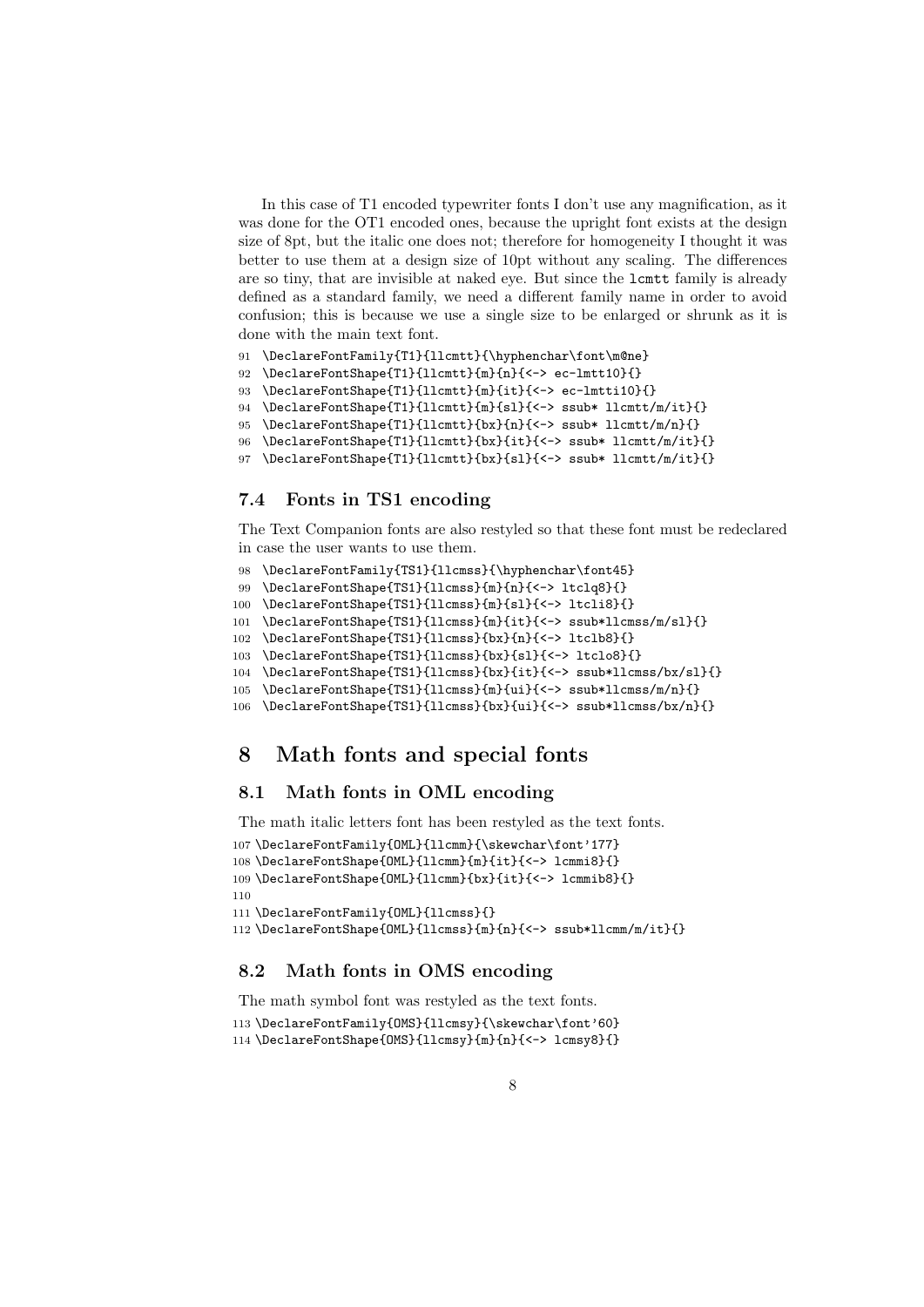In this case of T1 encoded typewriter fonts I don't use any magnification, as it was done for the OT1 encoded ones, because the upright font exists at the design size of 8pt, but the italic one does not; therefore for homogeneity I thought it was better to use them at a design size of 10pt without any scaling. The differences are so tiny, that are invisible at naked eye. But since the `lcmtt` family is already defined as a standard family, we need a different family name in order to avoid confusion; this is because we use a single size to be enlarged or shrunk as it is done with the main text font.

```
91 \DeclareFontFamily{T1}{llcmtt}{\hyphenchar\font\m@ne}
92 \DeclareFontShape{T1}{llcmtt}{m}{n}{<-> ec-lmtt10}{}
93 \DeclareFontShape{T1}{llcmtt}{m}{it}{<-> ec-lmtti10}{}
94 \DeclareFontShape{T1}{llcmtt}{m}{sl}{<-> ssub* llcmtt/m/it}{}
95 \DeclareFontShape{T1}{llcmtt}{bx}{n}{<-> ssub* llcmtt/m/n}{}
96 \DeclareFontShape{T1}{llcmtt}{bx}{it}{<-> ssub* llcmtt/m/it}{}
97 \DeclareFontShape{T1}{llcmtt}{bx}{sl}{<-> ssub* llcmtt/m/it}{}
```

## 7.4 Fonts in TS1 encoding

The Text Companion fonts are also restyled so that these font must be redeclared in case the user wants to use them.

```
98 \DeclareFontFamily{TS1}{llcmss}{\hyphenchar\font45}
99 \DeclareFontShape{TS1}{llcmss}{m}{n}{<-> ltclq8}{}
100 \DeclareFontShape{TS1}{llcmss}{m}{sl}{<-> ltcli8}{}
101 \DeclareFontShape{TS1}{llcmss}{m}{it}{<-> ssub*llcmss/m/sl}{}
102 \DeclareFontShape{TS1}{llcmss}{bx}{n}{<-> ltclb8}{}
103 \DeclareFontShape{TS1}{llcmss}{bx}{sl}{<-> ltclo8}{}
104 \DeclareFontShape{TS1}{llcmss}{bx}{it}{<-> ssub*llcmss/bx/sl}{}
105 \DeclareFontShape{TS1}{llcmss}{m}{ui}{<-> ssub*llcmss/m/n}{}
106 \DeclareFontShape{TS1}{llcmss}{bx}{ui}{<-> ssub*llcmss/bx/n}{}
```

# 8 Math fonts and special fonts

## 8.1 Math fonts in OML encoding

The math italic letters font has been restyled as the text fonts.

```
107 \DeclareFontFamily{OML}{llcmm}{\skewchar\font'177}
108 \DeclareFontShape{OML}{llcmm}{m}{it}{<-> lcmmi8}{}
109 \DeclareFontShape{OML}{llcmm}{bx}{it}{<-> lcmmib8}{}
110
111 \DeclareFontFamily{OML}{llcmss}{}
112 \DeclareFontShape{OML}{llcmss}{m}{n}{<-> ssub*llcmm/m/it}{}
```

## 8.2 Math fonts in OMS encoding

The math symbol font was restyled as the text fonts.

```
113 \DeclareFontFamily{OMS}{llcmsy}{\skewchar\font'60}
114 \DeclareFontShape{OMS}{llcmsy}{m}{n}{<-> lcmsy8}{}
```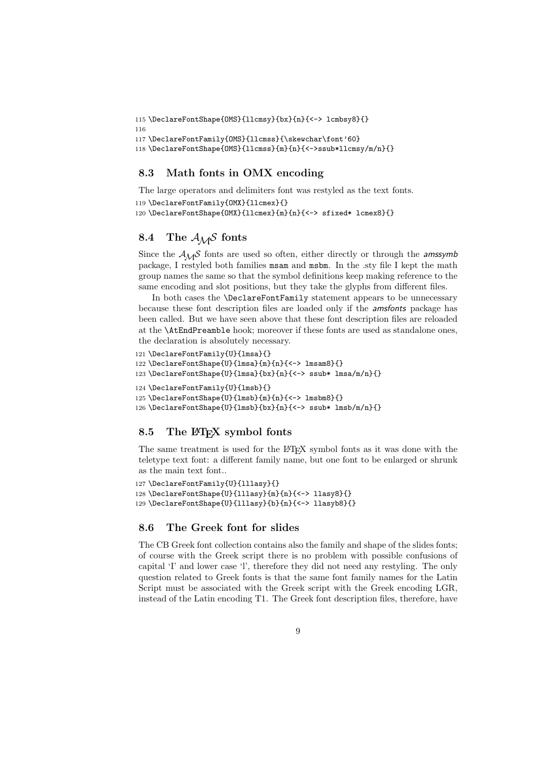```
115 \DeclareFontShape{OMS}{llcmsy}{bx}{n}{<-> lcmbsy8}{}
116
117 \DeclareFontFamily{OMS}{llcmss}{\skewchar\font'60}
118 \DeclareFontShape{OMS}{llcmss}{m}{n}{<->ssub*llcmsy/m/n}{}
```

### 8.3 Math fonts in OMX encoding

The large operators and delimiters font was restyled as the text fonts.

```
119 \DeclareFontFamily{OMX}{llcmex}{}
120 \DeclareFontShape{OMX}{llcmex}{m}{n}{<-> sfixed* lcmex8}{}
```

### 8.4 The $\mathcal{AMS}$ fonts

Since the $\mathcal{AMS}$ fonts are used so often, either directly or through the *amssymb* package, I restyled both families `msam` and `msbm`. In the .sty file I kept the math group names the same so that the symbol definitions keep making reference to the same encoding and slot positions, but they take the glyphs from different files.

In both cases the `\DeclareFontFamily` statement appears to be unnecessary because these font description files are loaded only if the *amsfonts* package has been called. But we have seen above that these font description files are reloaded at the `\AtEndPreamble` hook; moreover if these fonts are used as standalone ones, the declaration is absolutely necessary.

```
121 \DeclareFontFamily{U}{lmsa}{}
122 \DeclareFontShape{U}{lmsa}{m}{n}{<-> lmsam8}{}
123 \DeclareFontShape{U}{lmsa}{bx}{n}{<-> ssub* lmsa/m/n}{}
124 \DeclareFontFamily{U}{lmsb}{}
125 \DeclareFontShape{U}{lmsb}{m}{n}{<-> lmsbm8}{}
126 \DeclareFontShape{U}{lmsb}{bx}{n}{<-> ssub* lmsb/m/n}{}
```

### 8.5 The LaTeX symbol fonts

The same treatment is used for the LaTeX symbol fonts as it was done with the teletype text font: a different family name, but one font to be enlarged or shrunk as the main text font..

```
127 \DeclareFontFamily{U}{lllasy}{}
128 \DeclareFontShape{U}{lllasy}{m}{n}{<-> llasy8}{}
129 \DeclareFontShape{U}{lllasy}{b}{n}{<-> llasyb8}{}
```

### 8.6 The Greek font for slides

The CB Greek font collection contains also the family and shape of the slides fonts; of course with the Greek script there is no problem with possible confusions of capital 'I' and lower case 'l', therefore they did not need any restyling. The only question related to Greek fonts is that the same font family names for the Latin Script must be associated with the Greek script with the Greek encoding LGR, instead of the Latin encoding T1. The Greek font description files, therefore, have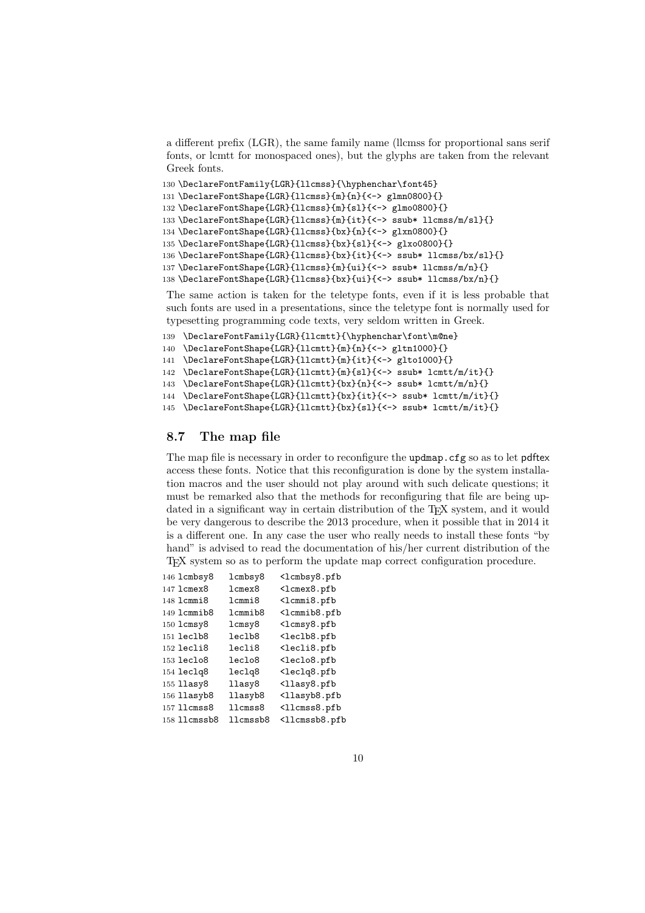a different prefix (LGR), the same family name (llcmss for proportional sans serif fonts, or lcmtt for monospaced ones), but the glyphs are taken from the relevant Greek fonts.

```
130 \DeclareFontFamily{LGR}{llcmss}{\hyphenchar\font45}
131 \DeclareFontShape{LGR}{llcmss}{m}{n}{<-> glmn0800}{}
132 \DeclareFontShape{LGR}{llcmss}{m}{sl}{<-> glmo0800}{}
133 \DeclareFontShape{LGR}{llcmss}{m}{it}{<-> ssub* llcmss/m/sl}{}
134 \DeclareFontShape{LGR}{llcmss}{bx}{n}{<-> glxn0800}{}
135 \DeclareFontShape{LGR}{llcmss}{bx}{sl}{<-> glxo0800}{}
136 \DeclareFontShape{LGR}{llcmss}{bx}{it}{<-> ssub* llcmss/bx/sl}{}
137 \DeclareFontShape{LGR}{llcmss}{m}{ui}{<-> ssub* llcmss/m/n}{}
138 \DeclareFontShape{LGR}{llcmss}{bx}{ui}{<-> ssub* llcmss/bx/n}{}
```

The same action is taken for the teletype fonts, even if it is less probable that such fonts are used in a presentations, since the teletype font is normally used for typesetting programming code texts, very seldom written in Greek.

```
139 \DeclareFontFamily{LGR}{llcmtt}{\hyphenchar\font\m@ne}
140 \DeclareFontShape{LGR}{llcmtt}{m}{n}{<-> gltn1000}{}
141 \DeclareFontShape{LGR}{llcmtt}{m}{it}{<-> glto1000}{}
142 \DeclareFontShape{LGR}{llcmtt}{m}{sl}{<-> ssub* lcmtt/m/it}{}
143 \DeclareFontShape{LGR}{llcmtt}{bx}{n}{<-> ssub* lcmtt/m/n}{}
144 \DeclareFontShape{LGR}{llcmtt}{bx}{it}{<-> ssub* lcmtt/m/it}{}
145 \DeclareFontShape{LGR}{llcmtt}{bx}{sl}{<-> ssub* lcmtt/m/it}{}
```

## 8.7 The map file

The map file is necessary in order to reconfigure the `updmap.cfg` so as to let pdftex access these fonts. Notice that this reconfiguration is done by the system installation macros and the user should not play around with such delicate questions; it must be remarked also that the methods for reconfiguring that file are being updated in a significant way in certain distribution of the TEX system, and it would be very dangerous to describe the 2013 procedure, when it possible that in 2014 it is a different one. In any case the user who really needs to install these fonts "by hand" is advised to read the documentation of his/her current distribution of the TEX system so as to perform the update map correct configuration procedure.

```
146 lcmbsy8    lcmbsy8    <lcmbsy8.pfb
147 lcmex8     lcmex8     <lcmex8.pfb
148 lcmmi8     lcmmi8     <lcmmi8.pfb
149 lcmmib8    lcmmib8    <lcmmib8.pfb
150 lcmsy8     lcmsy8     <lcmsy8.pfb
151 leclb8     leclb8     <leclb8.pfb
152 lecli8     lecli8     <lecli8.pfb
153 leclo8     leclo8     <leclo8.pfb
154 leclq8     leclq8     <leclq8.pfb
155 llasy8     llasy8     <llasy8.pfb
156 llasyb8    llasyb8    <llasyb8.pfb
157 llcmss8    llcmss8    <llcmss8.pfb
158 llcmssb8   llcmssb8   <llcmssb8.pfb
```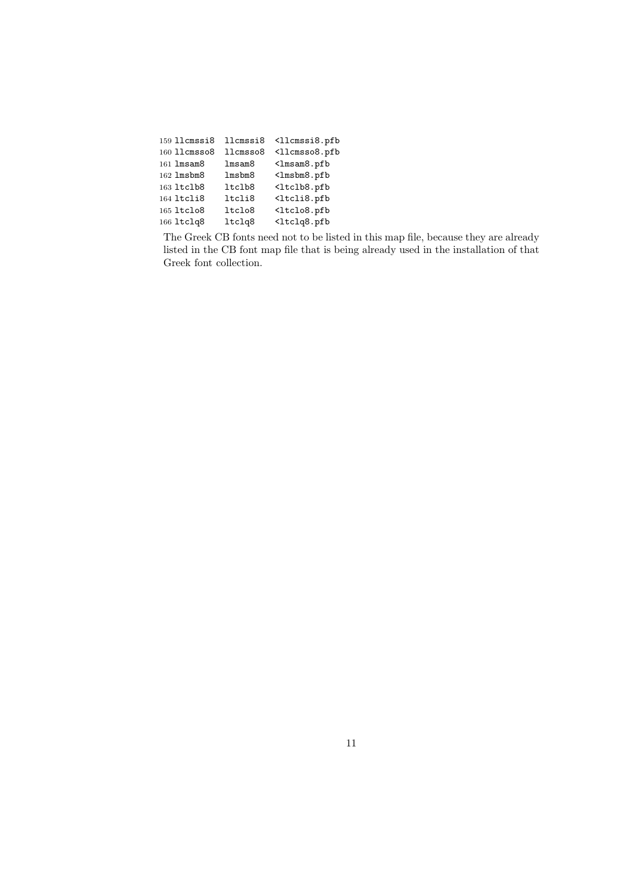```
159 llcmssi8  llcmssi8  <llcmssi8.pfb
160 llcmsso8  llcmsso8  <llcmsso8.pfb
161 lmsam8    lmsam8    <lmsam8.pfb
162 lmsbm8    lmsbm8    <lmsbm8.pfb
163 ltclb8    ltclb8    <ltclb8.pfb
164 ltcli8    ltcli8    <ltcli8.pfb
165 ltclo8    ltclo8    <ltclo8.pfb
166 ltclq8    ltclq8    <ltclq8.pfb
```

The Greek CB fonts need not to be listed in this map file, because they are already listed in the CB font map file that is being already used in the installation of that Greek font collection.